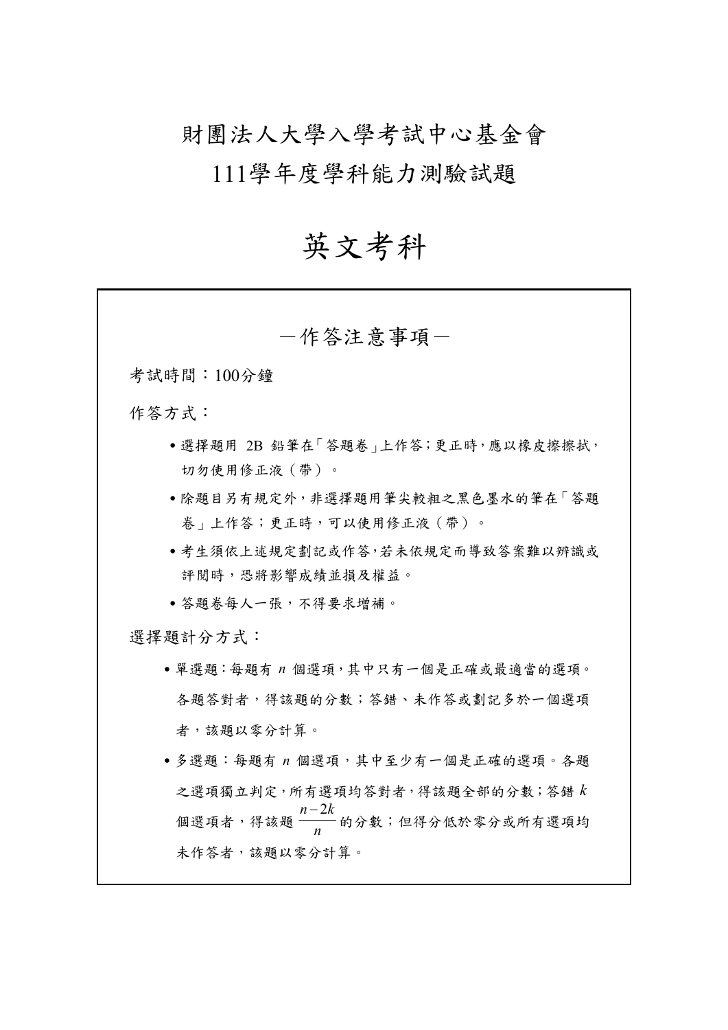# 財團法人大學入學考試中心基金會
# 111學年度學科能力測驗試題

# 英文考科

## －作答注意事項－

考試時間：100分鐘

作答方式：

- 選擇題用 2B 鉛筆在「答題卷」上作答；更正時，應以橡皮擦擦拭，切勿使用修正液（帶）。
- 除題目另有規定外，非選擇題用筆尖較粗之黑色墨水的筆在「答題卷」上作答；更正時，可以使用修正液（帶）。
- 考生須依上述規定劃記或作答，若未依規定而導致答案難以辨識或評閱時，恐將影響成績並損及權益。
- 答題卷每人一張，不得要求增補。

選擇題計分方式：

- 單選題：每題有 $n$ 個選項，其中只有一個是正確或最適當的選項。各題答對者，得該題的分數；答錯、未作答或劃記多於一個選項者，該題以零分計算。
- 多選題：每題有 $n$ 個選項，其中至少有一個是正確的選項。各題之選項獨立判定，所有選項均答對者，得該題全部的分數；答錯 $k$ 個選項者，得該題 $\frac{n-2k}{n}$ 的分數；但得分低於零分或所有選項均未作答者，該題以零分計算。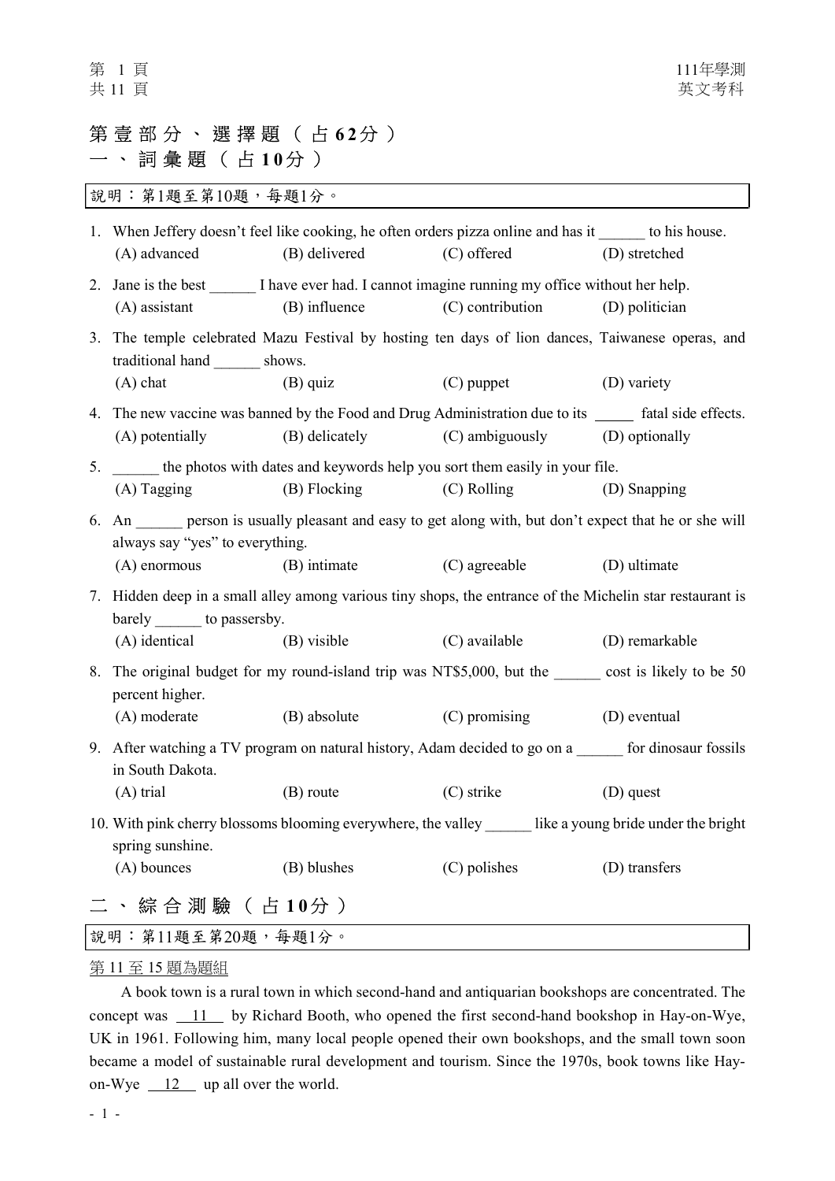# 第壹部分、選擇題（占62分）

## 一、詞彙題（占10分）

說明：第1題至第10題，每題1分。

1. When Jeffery doesn't feel like cooking, he often orders pizza online and has it ______ to his house.
   (A) advanced (B) delivered (C) offered (D) stretched

2. Jane is the best ______ I have ever had. I cannot imagine running my office without her help.
   (A) assistant (B) influence (C) contribution (D) politician

3. The temple celebrated Mazu Festival by hosting ten days of lion dances, Taiwanese operas, and traditional hand ______ shows.
   (A) chat (B) quiz (C) puppet (D) variety

4. The new vaccine was banned by the Food and Drug Administration due to its ______ fatal side effects.
   (A) potentially (B) delicately (C) ambiguously (D) optionally

5. ______ the photos with dates and keywords help you sort them easily in your file.
   (A) Tagging (B) Flocking (C) Rolling (D) Snapping

6. An ______ person is usually pleasant and easy to get along with, but don't expect that he or she will always say "yes" to everything.
   (A) enormous (B) intimate (C) agreeable (D) ultimate

7. Hidden deep in a small alley among various tiny shops, the entrance of the Michelin star restaurant is barely ______ to passersby.
   (A) identical (B) visible (C) available (D) remarkable

8. The original budget for my round-island trip was NT$5,000, but the ______ cost is likely to be 50 percent higher.
   (A) moderate (B) absolute (C) promising (D) eventual

9. After watching a TV program on natural history, Adam decided to go on a ______ for dinosaur fossils in South Dakota.
   (A) trial (B) route (C) strike (D) quest

10. With pink cherry blossoms blooming everywhere, the valley ______ like a young bride under the bright spring sunshine.
    (A) bounces (B) blushes (C) polishes (D) transfers

## 二、綜合測驗（占10分）

說明：第11題至第20題，每題1分。

第11至15題為題組

A book town is a rural town in which second-hand and antiquarian bookshops are concentrated. The concept was __11__ by Richard Booth, who opened the first second-hand bookshop in Hay-on-Wye, UK in 1961. Following him, many local people opened their own bookshops, and the small town soon became a model of sustainable rural development and tourism. Since the 1970s, book towns like Hay-on-Wye __12__ up all over the world.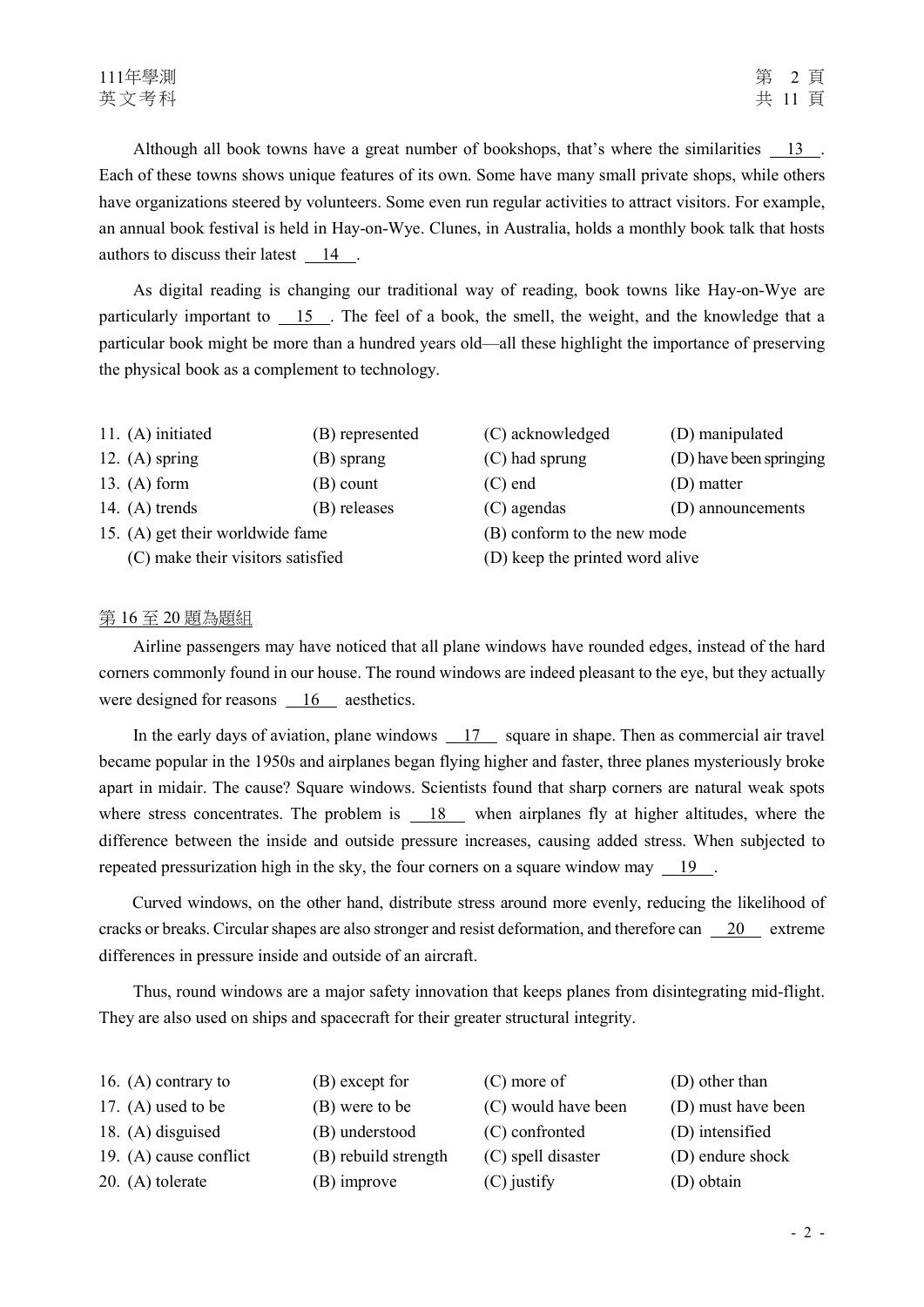Although all book towns have a great number of bookshops, that's where the similarities __13__. Each of these towns shows unique features of its own. Some have many small private shops, while others have organizations steered by volunteers. Some even run regular activities to attract visitors. For example, an annual book festival is held in Hay-on-Wye. Clunes, in Australia, holds a monthly book talk that hosts authors to discuss their latest __14__.

As digital reading is changing our traditional way of reading, book towns like Hay-on-Wye are particularly important to __15__. The feel of a book, the smell, the weight, and the knowledge that a particular book might be more than a hundred years old—all these highlight the importance of preserving the physical book as a complement to technology.

11. (A) initiated (B) represented (C) acknowledged (D) manipulated
12. (A) spring (B) sprang (C) had sprung (D) have been springing
13. (A) form (B) count (C) end (D) matter
14. (A) trends (B) releases (C) agendas (D) announcements
15. (A) get their worldwide fame (B) conform to the new mode (C) make their visitors satisfied (D) keep the printed word alive

第 16 至 20 題為題組

Airline passengers may have noticed that all plane windows have rounded edges, instead of the hard corners commonly found in our house. The round windows are indeed pleasant to the eye, but they actually were designed for reasons __16__ aesthetics.

In the early days of aviation, plane windows __17__ square in shape. Then as commercial air travel became popular in the 1950s and airplanes began flying higher and faster, three planes mysteriously broke apart in midair. The cause? Square windows. Scientists found that sharp corners are natural weak spots where stress concentrates. The problem is __18__ when airplanes fly at higher altitudes, where the difference between the inside and outside pressure increases, causing added stress. When subjected to repeated pressurization high in the sky, the four corners on a square window may __19__.

Curved windows, on the other hand, distribute stress around more evenly, reducing the likelihood of cracks or breaks. Circular shapes are also stronger and resist deformation, and therefore can __20__ extreme differences in pressure inside and outside of an aircraft.

Thus, round windows are a major safety innovation that keeps planes from disintegrating mid-flight. They are also used on ships and spacecraft for their greater structural integrity.

16. (A) contrary to (B) except for (C) more of (D) other than
17. (A) used to be (B) were to be (C) would have been (D) must have been
18. (A) disguised (B) understood (C) confronted (D) intensified
19. (A) cause conflict (B) rebuild strength (C) spell disaster (D) endure shock
20. (A) tolerate (B) improve (C) justify (D) obtain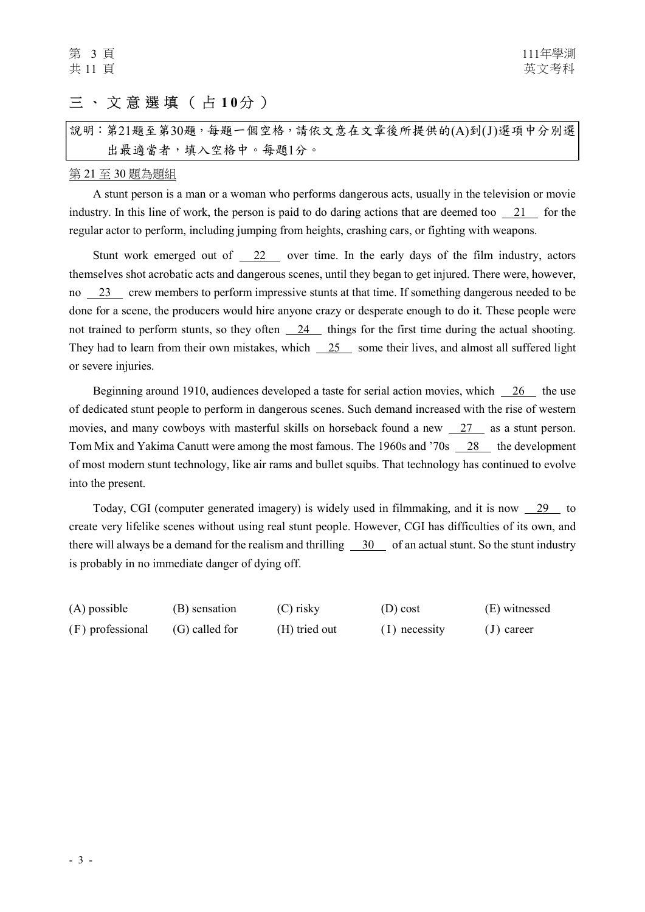## 三、文意選填（占10分）

說明：第21題至第30題，每題一個空格，請依文意在文章後所提供的(A)到(J)選項中分別選出最適當者，填入空格中。每題1分。

第 21 至 30 題為題組

A stunt person is a man or a woman who performs dangerous acts, usually in the television or movie industry. In this line of work, the person is paid to do daring actions that are deemed too __21__ for the regular actor to perform, including jumping from heights, crashing cars, or fighting with weapons.

Stunt work emerged out of __22__ over time. In the early days of the film industry, actors themselves shot acrobatic acts and dangerous scenes, until they began to get injured. There were, however, no __23__ crew members to perform impressive stunts at that time. If something dangerous needed to be done for a scene, the producers would hire anyone crazy or desperate enough to do it. These people were not trained to perform stunts, so they often __24__ things for the first time during the actual shooting. They had to learn from their own mistakes, which __25__ some their lives, and almost all suffered light or severe injuries.

Beginning around 1910, audiences developed a taste for serial action movies, which __26__ the use of dedicated stunt people to perform in dangerous scenes. Such demand increased with the rise of western movies, and many cowboys with masterful skills on horseback found a new __27__ as a stunt person. Tom Mix and Yakima Canutt were among the most famous. The 1960s and '70s __28__ the development of most modern stunt technology, like air rams and bullet squibs. That technology has continued to evolve into the present.

Today, CGI (computer generated imagery) is widely used in filmmaking, and it is now __29__ to create very lifelike scenes without using real stunt people. However, CGI has difficulties of its own, and there will always be a demand for the realism and thrilling __30__ of an actual stunt. So the stunt industry is probably in no immediate danger of dying off.

| | | | | |
|---|---|---|---|---|
| (A) possible | (B) sensation | (C) risky | (D) cost | (E) witnessed |
| (F) professional | (G) called for | (H) tried out | (I) necessity | (J) career |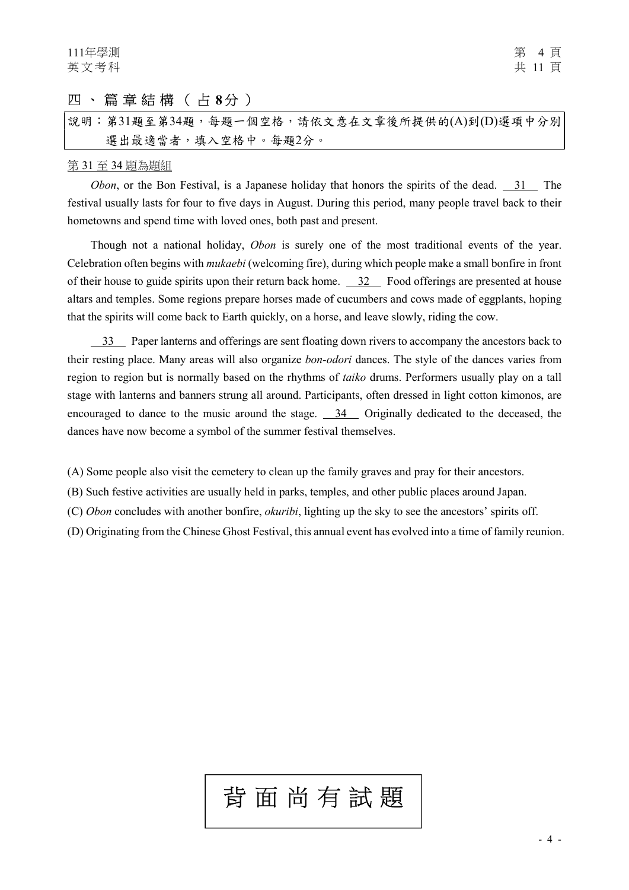## 四、篇章結構（占8分）

說明：第31題至第34題，每題一個空格，請依文意在文章後所提供的(A)到(D)選項中分別選出最適當者，填入空格中。每題2分。

第 31 至 34 題為題組

*Obon*, or the Bon Festival, is a Japanese holiday that honors the spirits of the dead. __31__ The festival usually lasts for four to five days in August. During this period, many people travel back to their hometowns and spend time with loved ones, both past and present.

Though not a national holiday, *Obon* is surely one of the most traditional events of the year. Celebration often begins with *mukaebi* (welcoming fire), during which people make a small bonfire in front of their house to guide spirits upon their return back home. __32__ Food offerings are presented at house altars and temples. Some regions prepare horses made of cucumbers and cows made of eggplants, hoping that the spirits will come back to Earth quickly, on a horse, and leave slowly, riding the cow.

__33__ Paper lanterns and offerings are sent floating down rivers to accompany the ancestors back to their resting place. Many areas will also organize *bon-odori* dances. The style of the dances varies from region to region but is normally based on the rhythms of *taiko* drums. Performers usually play on a tall stage with lanterns and banners strung all around. Participants, often dressed in light cotton kimonos, are encouraged to dance to the music around the stage. __34__ Originally dedicated to the deceased, the dances have now become a symbol of the summer festival themselves.

(A) Some people also visit the cemetery to clean up the family graves and pray for their ancestors.

(B) Such festive activities are usually held in parks, temples, and other public places around Japan.

(C) *Obon* concludes with another bonfire, *okuribi*, lighting up the sky to see the ancestors' spirits off.

(D) Originating from the Chinese Ghost Festival, this annual event has evolved into a time of family reunion.

背面尚有試題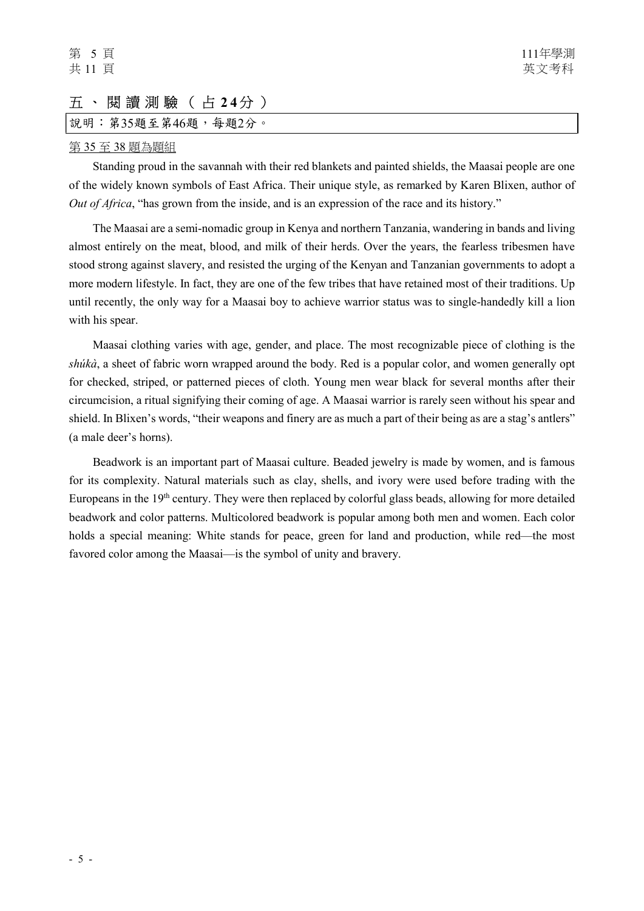## 五、閱讀測驗（占24分）

說明：第35題至第46題，每題2分。

第35至38題為題組

Standing proud in the savannah with their red blankets and painted shields, the Maasai people are one of the widely known symbols of East Africa. Their unique style, as remarked by Karen Blixen, author of *Out of Africa*, "has grown from the inside, and is an expression of the race and its history."

The Maasai are a semi-nomadic group in Kenya and northern Tanzania, wandering in bands and living almost entirely on the meat, blood, and milk of their herds. Over the years, the fearless tribesmen have stood strong against slavery, and resisted the urging of the Kenyan and Tanzanian governments to adopt a more modern lifestyle. In fact, they are one of the few tribes that have retained most of their traditions. Up until recently, the only way for a Maasai boy to achieve warrior status was to single-handedly kill a lion with his spear.

Maasai clothing varies with age, gender, and place. The most recognizable piece of clothing is the *shúkà*, a sheet of fabric worn wrapped around the body. Red is a popular color, and women generally opt for checked, striped, or patterned pieces of cloth. Young men wear black for several months after their circumcision, a ritual signifying their coming of age. A Maasai warrior is rarely seen without his spear and shield. In Blixen's words, "their weapons and finery are as much a part of their being as are a stag's antlers" (a male deer's horns).

Beadwork is an important part of Maasai culture. Beaded jewelry is made by women, and is famous for its complexity. Natural materials such as clay, shells, and ivory were used before trading with the Europeans in the 19th century. They were then replaced by colorful glass beads, allowing for more detailed beadwork and color patterns. Multicolored beadwork is popular among both men and women. Each color holds a special meaning: White stands for peace, green for land and production, while red—the most favored color among the Maasai—is the symbol of unity and bravery.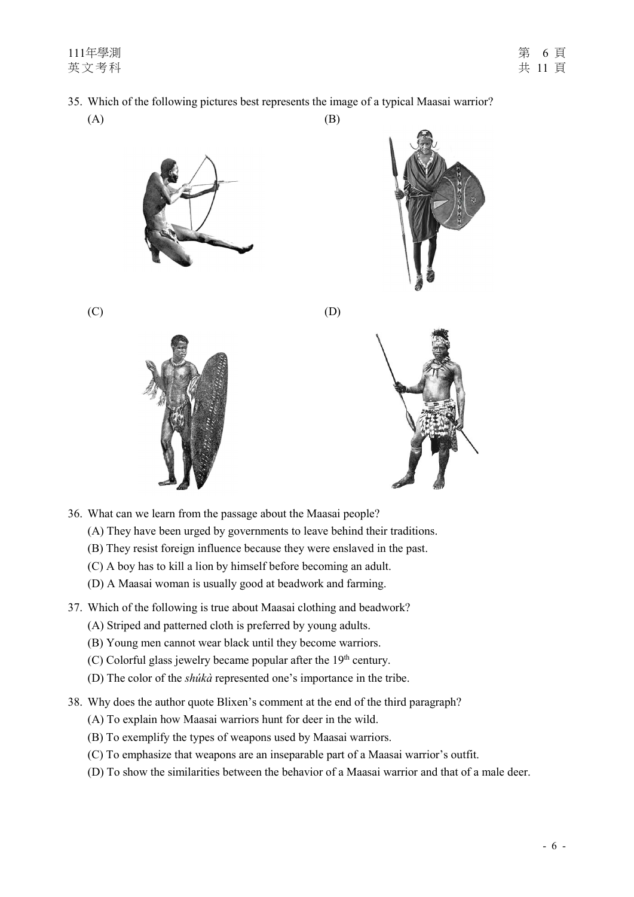35. Which of the following pictures best represents the image of a typical Maasai warrior?

(A)

(B)

(C)

(D)

36. What can we learn from the passage about the Maasai people?

(A) They have been urged by governments to leave behind their traditions.

(B) They resist foreign influence because they were enslaved in the past.

(C) A boy has to kill a lion by himself before becoming an adult.

(D) A Maasai woman is usually good at beadwork and farming.

37. Which of the following is true about Maasai clothing and beadwork?

(A) Striped and patterned cloth is preferred by young adults.

(B) Young men cannot wear black until they become warriors.

(C) Colorful glass jewelry became popular after the 19th century.

(D) The color of the *shúkà* represented one's importance in the tribe.

38. Why does the author quote Blixen's comment at the end of the third paragraph?

(A) To explain how Maasai warriors hunt for deer in the wild.

(B) To exemplify the types of weapons used by Maasai warriors.

(C) To emphasize that weapons are an inseparable part of a Maasai warrior's outfit.

(D) To show the similarities between the behavior of a Maasai warrior and that of a male deer.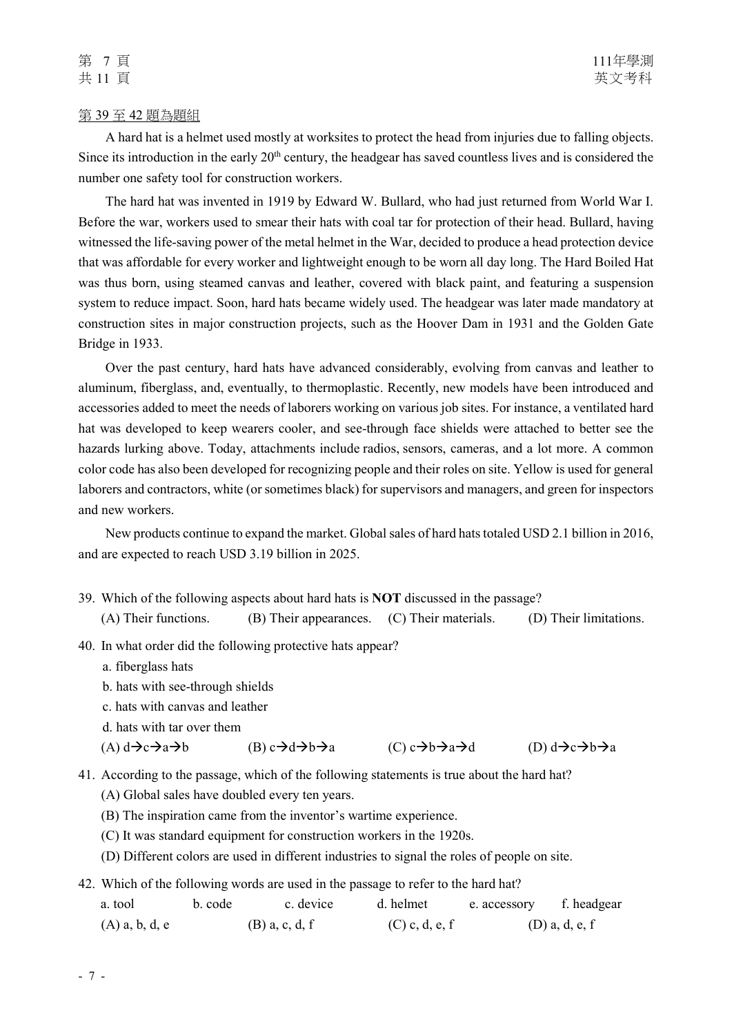第 39 至 42 題為題組

A hard hat is a helmet used mostly at worksites to protect the head from injuries due to falling objects. Since its introduction in the early 20th century, the headgear has saved countless lives and is considered the number one safety tool for construction workers.

The hard hat was invented in 1919 by Edward W. Bullard, who had just returned from World War I. Before the war, workers used to smear their hats with coal tar for protection of their head. Bullard, having witnessed the life-saving power of the metal helmet in the War, decided to produce a head protection device that was affordable for every worker and lightweight enough to be worn all day long. The Hard Boiled Hat was thus born, using steamed canvas and leather, covered with black paint, and featuring a suspension system to reduce impact. Soon, hard hats became widely used. The headgear was later made mandatory at construction sites in major construction projects, such as the Hoover Dam in 1931 and the Golden Gate Bridge in 1933.

Over the past century, hard hats have advanced considerably, evolving from canvas and leather to aluminum, fiberglass, and, eventually, to thermoplastic. Recently, new models have been introduced and accessories added to meet the needs of laborers working on various job sites. For instance, a ventilated hard hat was developed to keep wearers cooler, and see-through face shields were attached to better see the hazards lurking above. Today, attachments include radios, sensors, cameras, and a lot more. A common color code has also been developed for recognizing people and their roles on site. Yellow is used for general laborers and contractors, white (or sometimes black) for supervisors and managers, and green for inspectors and new workers.

New products continue to expand the market. Global sales of hard hats totaled USD 2.1 billion in 2016, and are expected to reach USD 3.19 billion in 2025.

39. Which of the following aspects about hard hats is **NOT** discussed in the passage?
    (A) Their functions. (B) Their appearances. (C) Their materials. (D) Their limitations.

40. In what order did the following protective hats appear?
    a. fiberglass hats
    b. hats with see-through shields
    c. hats with canvas and leather
    d. hats with tar over them
    (A) d→c→a→b (B) c→d→b→a (C) c→b→a→d (D) d→c→b→a

41. According to the passage, which of the following statements is true about the hard hat?
    (A) Global sales have doubled every ten years.
    (B) The inspiration came from the inventor's wartime experience.
    (C) It was standard equipment for construction workers in the 1920s.
    (D) Different colors are used in different industries to signal the roles of people on site.

42. Which of the following words are used in the passage to refer to the hard hat?
    a. tool b. code c. device d. helmet e. accessory f. headgear
    (A) a, b, d, e (B) a, c, d, f (C) c, d, e, f (D) a, d, e, f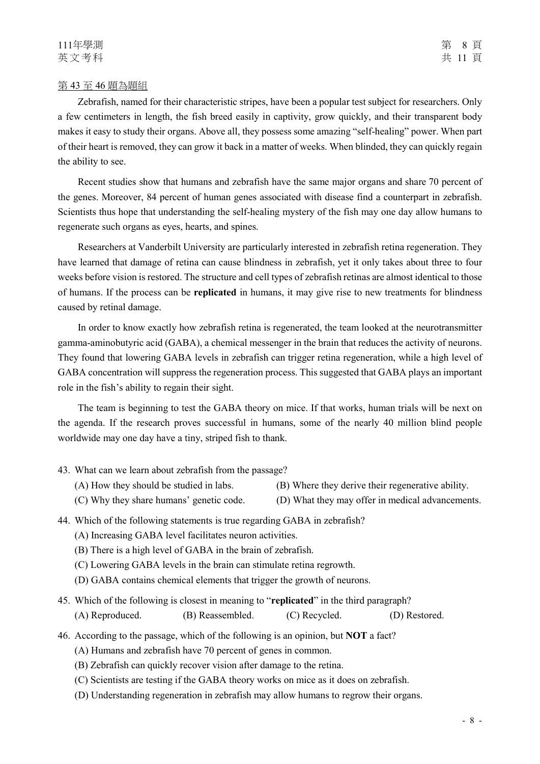第 43 至 46 題為題組

Zebrafish, named for their characteristic stripes, have been a popular test subject for researchers. Only a few centimeters in length, the fish breed easily in captivity, grow quickly, and their transparent body makes it easy to study their organs. Above all, they possess some amazing "self-healing" power. When part of their heart is removed, they can grow it back in a matter of weeks. When blinded, they can quickly regain the ability to see.

Recent studies show that humans and zebrafish have the same major organs and share 70 percent of the genes. Moreover, 84 percent of human genes associated with disease find a counterpart in zebrafish. Scientists thus hope that understanding the self-healing mystery of the fish may one day allow humans to regenerate such organs as eyes, hearts, and spines.

Researchers at Vanderbilt University are particularly interested in zebrafish retina regeneration. They have learned that damage of retina can cause blindness in zebrafish, yet it only takes about three to four weeks before vision is restored. The structure and cell types of zebrafish retinas are almost identical to those of humans. If the process can be **replicated** in humans, it may give rise to new treatments for blindness caused by retinal damage.

In order to know exactly how zebrafish retina is regenerated, the team looked at the neurotransmitter gamma-aminobutyric acid (GABA), a chemical messenger in the brain that reduces the activity of neurons. They found that lowering GABA levels in zebrafish can trigger retina regeneration, while a high level of GABA concentration will suppress the regeneration process. This suggested that GABA plays an important role in the fish's ability to regain their sight.

The team is beginning to test the GABA theory on mice. If that works, human trials will be next on the agenda. If the research proves successful in humans, some of the nearly 40 million blind people worldwide may one day have a tiny, striped fish to thank.

43. What can we learn about zebrafish from the passage?
    (A) How they should be studied in labs.
    (B) Where they derive their regenerative ability.
    (C) Why they share humans' genetic code.
    (D) What they may offer in medical advancements.

44. Which of the following statements is true regarding GABA in zebrafish?
    (A) Increasing GABA level facilitates neuron activities.
    (B) There is a high level of GABA in the brain of zebrafish.
    (C) Lowering GABA levels in the brain can stimulate retina regrowth.
    (D) GABA contains chemical elements that trigger the growth of neurons.

45. Which of the following is closest in meaning to "**replicated**" in the third paragraph?
    (A) Reproduced.
    (B) Reassembled.
    (C) Recycled.
    (D) Restored.

46. According to the passage, which of the following is an opinion, but **NOT** a fact?
    (A) Humans and zebrafish have 70 percent of genes in common.
    (B) Zebrafish can quickly recover vision after damage to the retina.
    (C) Scientists are testing if the GABA theory works on mice as it does on zebrafish.
    (D) Understanding regeneration in zebrafish may allow humans to regrow their organs.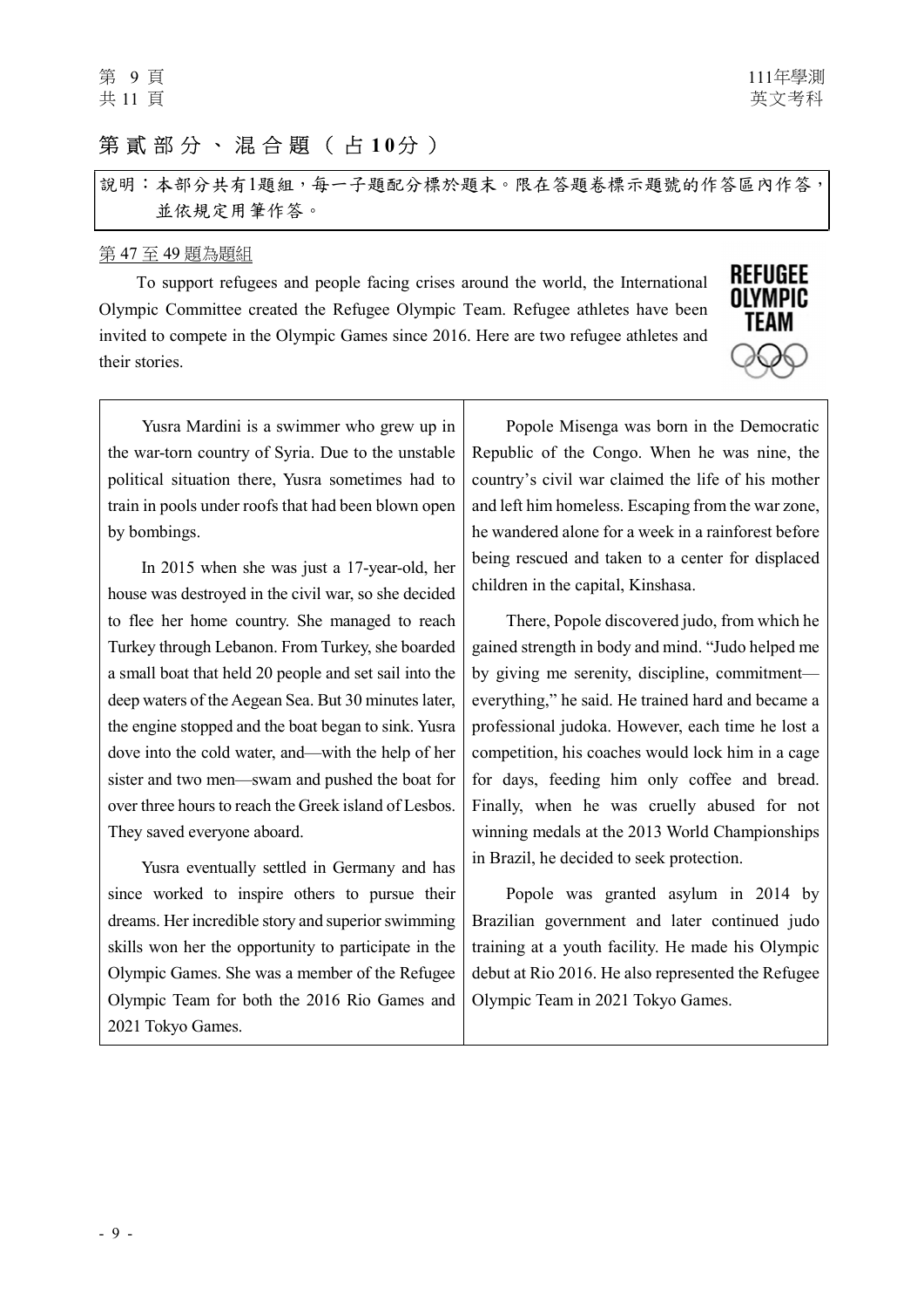## 第貳部分、混合題（占10分）

說明：本部分共有1題組，每一子題配分標於題末。限在答題卷標示題號的作答區內作答，並依規定用筆作答。

第 47 至 49 題為題組

To support refugees and people facing crises around the world, the International Olympic Committee created the Refugee Olympic Team. Refugee athletes have been invited to compete in the Olympic Games since 2016. Here are two refugee athletes and their stories.

REFUGEE OLYMPIC TEAM

Yusra Mardini is a swimmer who grew up in the war-torn country of Syria. Due to the unstable political situation there, Yusra sometimes had to train in pools under roofs that had been blown open by bombings.

In 2015 when she was just a 17-year-old, her house was destroyed in the civil war, so she decided to flee her home country. She managed to reach Turkey through Lebanon. From Turkey, she boarded a small boat that held 20 people and set sail into the deep waters of the Aegean Sea. But 30 minutes later, the engine stopped and the boat began to sink. Yusra dove into the cold water, and—with the help of her sister and two men—swam and pushed the boat for over three hours to reach the Greek island of Lesbos. They saved everyone aboard.

Yusra eventually settled in Germany and has since worked to inspire others to pursue their dreams. Her incredible story and superior swimming skills won her the opportunity to participate in the Olympic Games. She was a member of the Refugee Olympic Team for both the 2016 Rio Games and 2021 Tokyo Games.

Popole Misenga was born in the Democratic Republic of the Congo. When he was nine, the country's civil war claimed the life of his mother and left him homeless. Escaping from the war zone, he wandered alone for a week in a rainforest before being rescued and taken to a center for displaced children in the capital, Kinshasa.

There, Popole discovered judo, from which he gained strength in body and mind. "Judo helped me by giving me serenity, discipline, commitment—everything," he said. He trained hard and became a professional judoka. However, each time he lost a competition, his coaches would lock him in a cage for days, feeding him only coffee and bread. Finally, when he was cruelly abused for not winning medals at the 2013 World Championships in Brazil, he decided to seek protection.

Popole was granted asylum in 2014 by Brazilian government and later continued judo training at a youth facility. He made his Olympic debut at Rio 2016. He also represented the Refugee Olympic Team in 2021 Tokyo Games.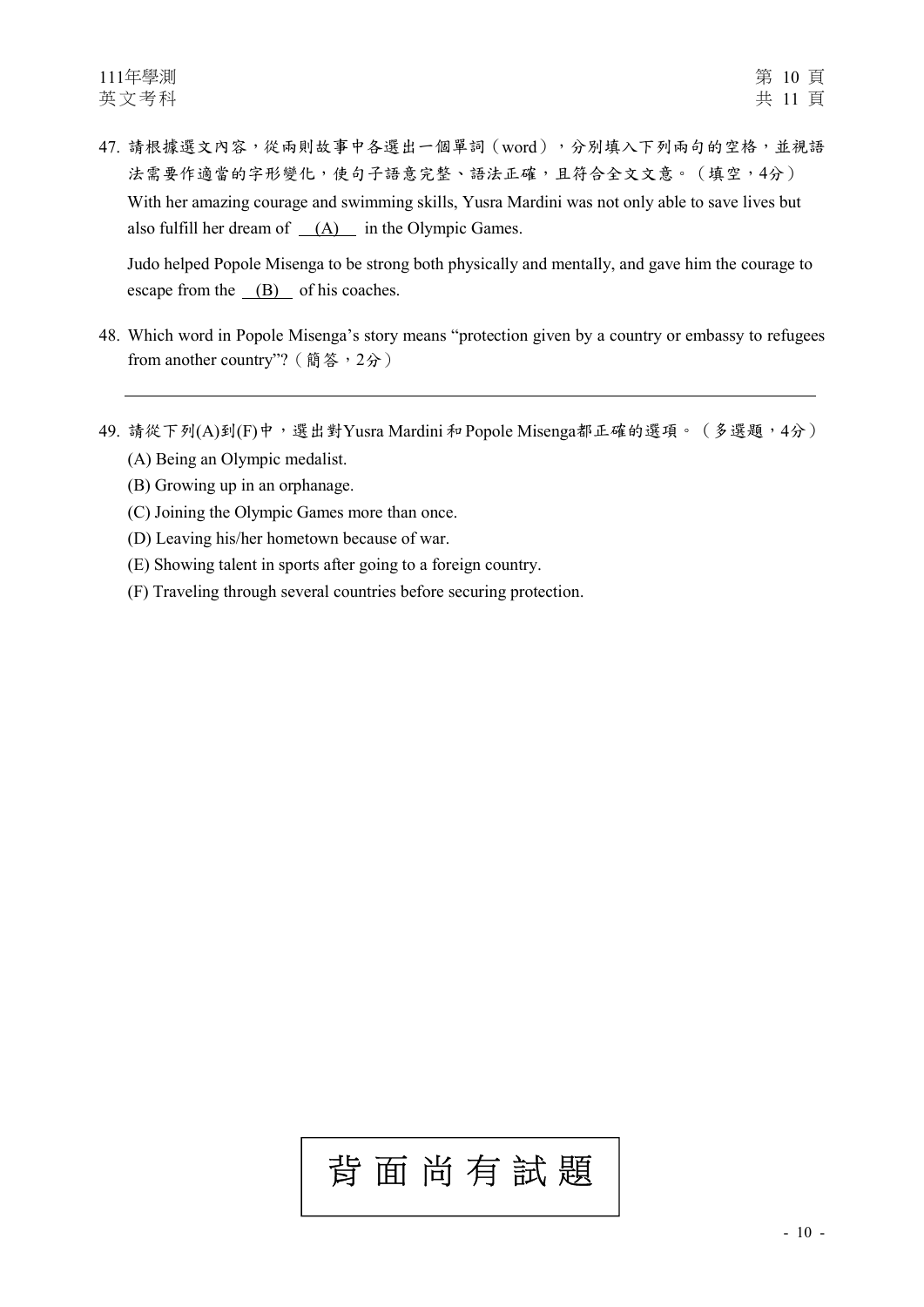47. 請根據選文內容，從兩則故事中各選出一個單詞（word），分別填入下列兩句的空格，並視語法需要作適當的字形變化，使句子語意完整、語法正確，且符合全文文意。（填空，4分）

With her amazing courage and swimming skills, Yusra Mardini was not only able to save lives but also fulfill her dream of __(A)__ in the Olympic Games.

Judo helped Popole Misenga to be strong both physically and mentally, and gave him the courage to escape from the __(B)__ of his coaches.

48. Which word in Popole Misenga's story means "protection given by a country or embassy to refugees from another country"?（簡答，2分）

______________________________________________

49. 請從下列(A)到(F)中，選出對Yusra Mardini和Popole Misenga都正確的選項。（多選題，4分）

(A) Being an Olympic medalist.
(B) Growing up in an orphanage.
(C) Joining the Olympic Games more than once.
(D) Leaving his/her hometown because of war.
(E) Showing talent in sports after going to a foreign country.
(F) Traveling through several countries before securing protection.

背面尚有試題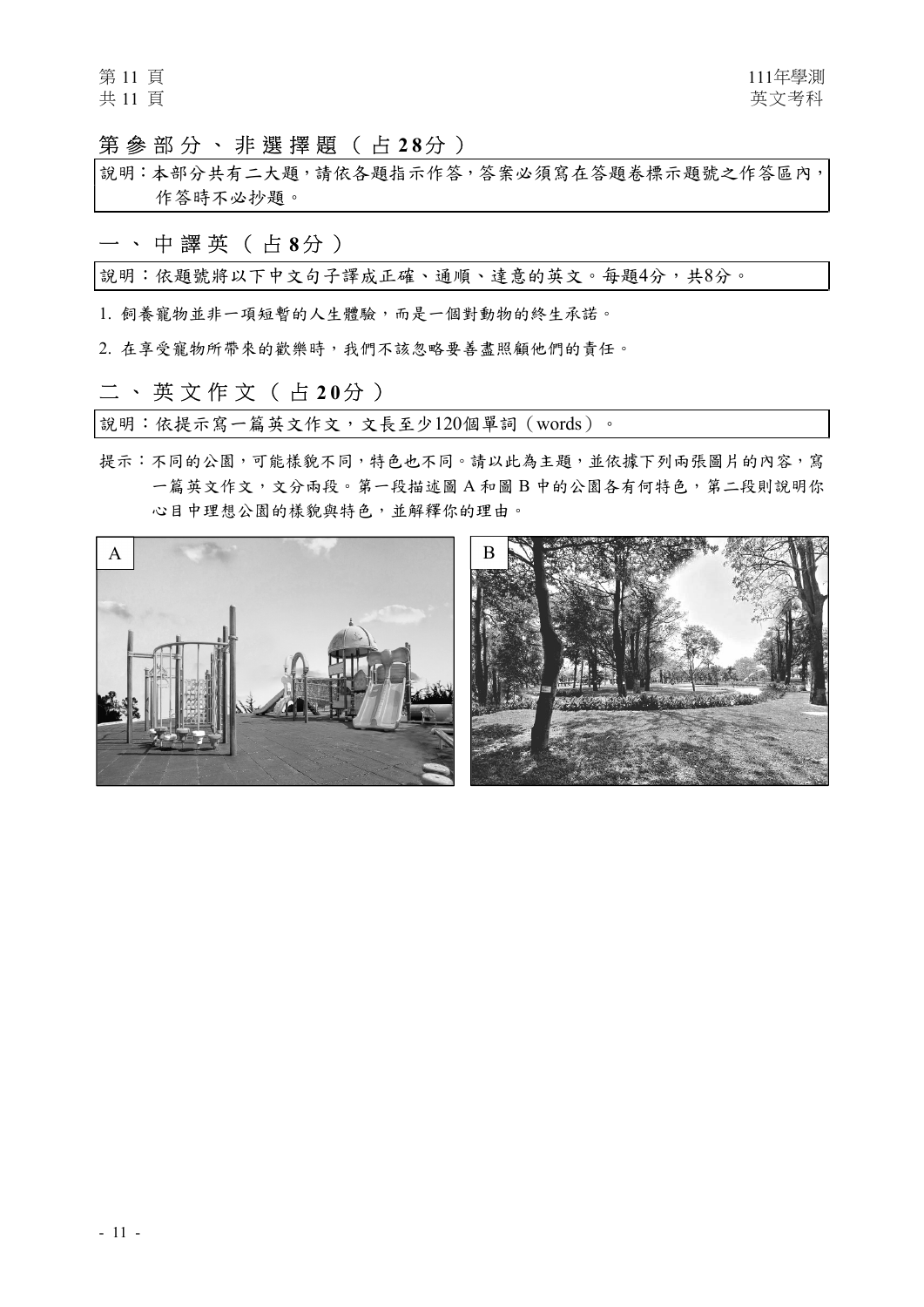## 第參部分、非選擇題（占28分）

說明：本部分共有二大題，請依各題指示作答，答案必須寫在答題卷標示題號之作答區內，作答時不必抄題。

### 一、中譯英（占8分）

說明：依題號將以下中文句子譯成正確、通順、達意的英文。每題4分，共8分。

1. 飼養寵物並非一項短暫的人生體驗，而是一個對動物的終生承諾。
2. 在享受寵物所帶來的歡樂時，我們不該忽略要善盡照顧他們的責任。

### 二、英文作文（占20分）

說明：依提示寫一篇英文作文，文長至少120個單詞（words）。

提示：不同的公園，可能樣貌不同，特色也不同。請以此為主題，並依據下列兩張圖片的內容，寫一篇英文作文，文分兩段。第一段描述圖A和圖B中的公園各有何特色，第二段則說明你心目中理想公園的樣貌與特色，並解釋你的理由。

A

B